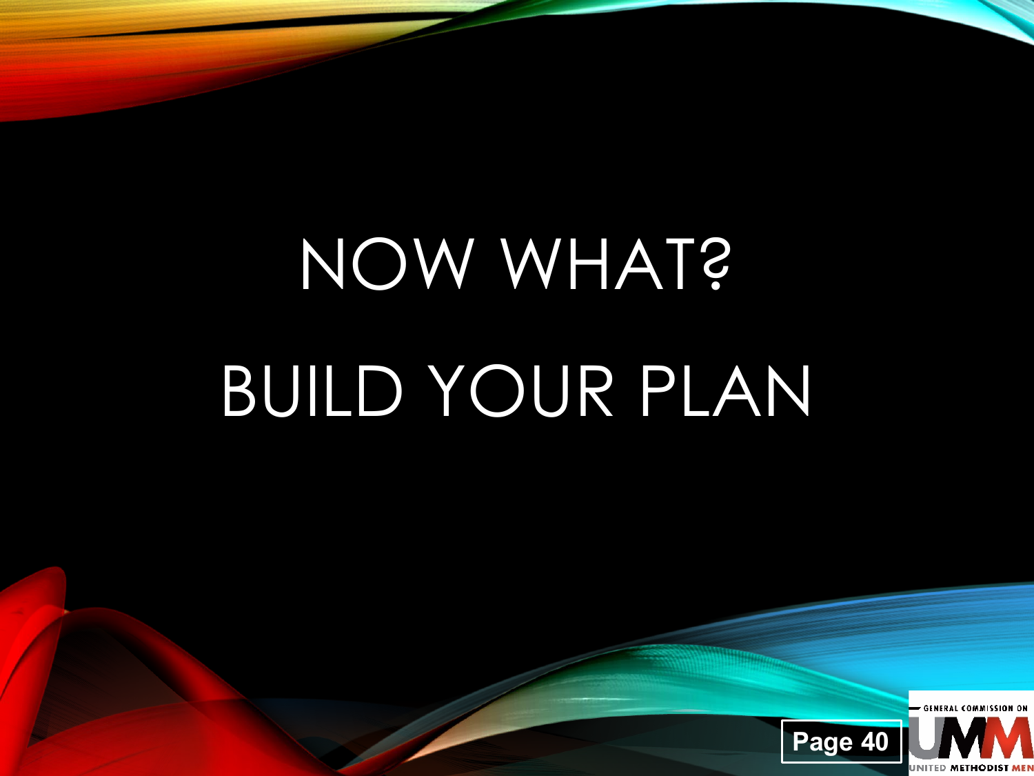# NOW WHAT?

# BUILD YOUR PLAN

Page 40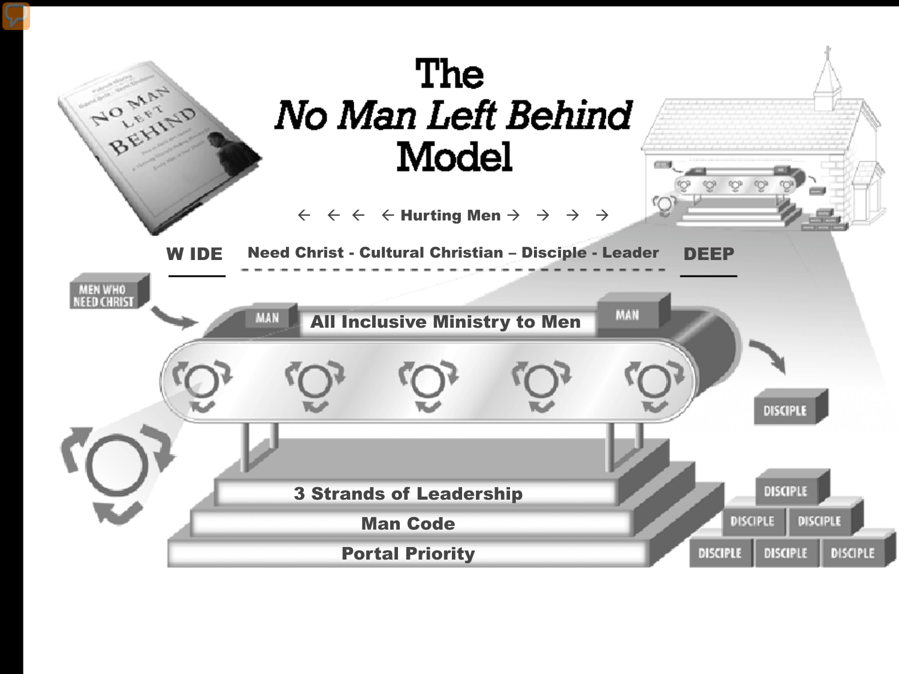# The *No Man Left Behind* Model

← ← ← ← **Hurting Men** → → → →

**W IDE** **Need Christ - Cultural Christian – Disciple - Leader** **DEEP**

MEN WHO NEED CHRIST

MAN **All Inclusive Ministry to Men** MAN

DISCIPLE

**3 Strands of Leadership**

**Man Code**

**Portal Priority**

DISCIPLE

DISCIPLE DISCIPLE

DISCIPLE DISCIPLE DISCIPLE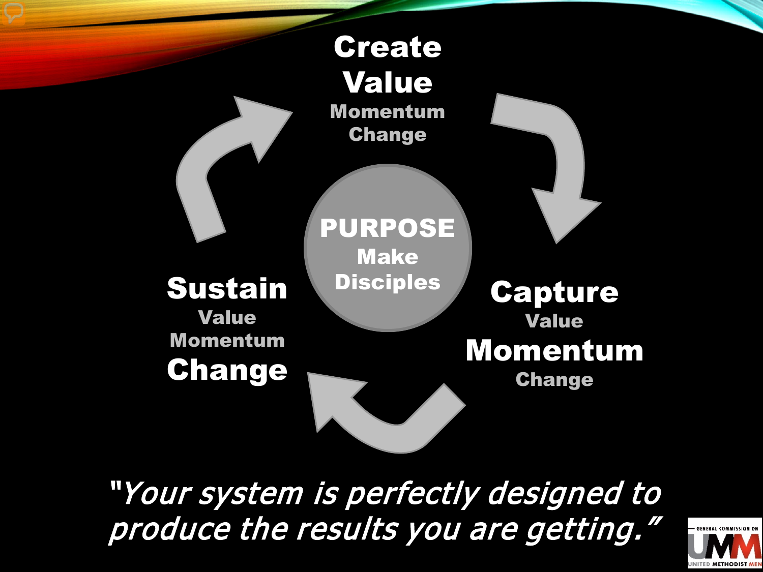**Create Value**
Momentum
Change

**PURPOSE**
Make Disciples

**Capture**
Value
**Momentum**
Change

**Sustain**
Value
Momentum
**Change**

*"Your system is perfectly designed to produce the results you are getting."*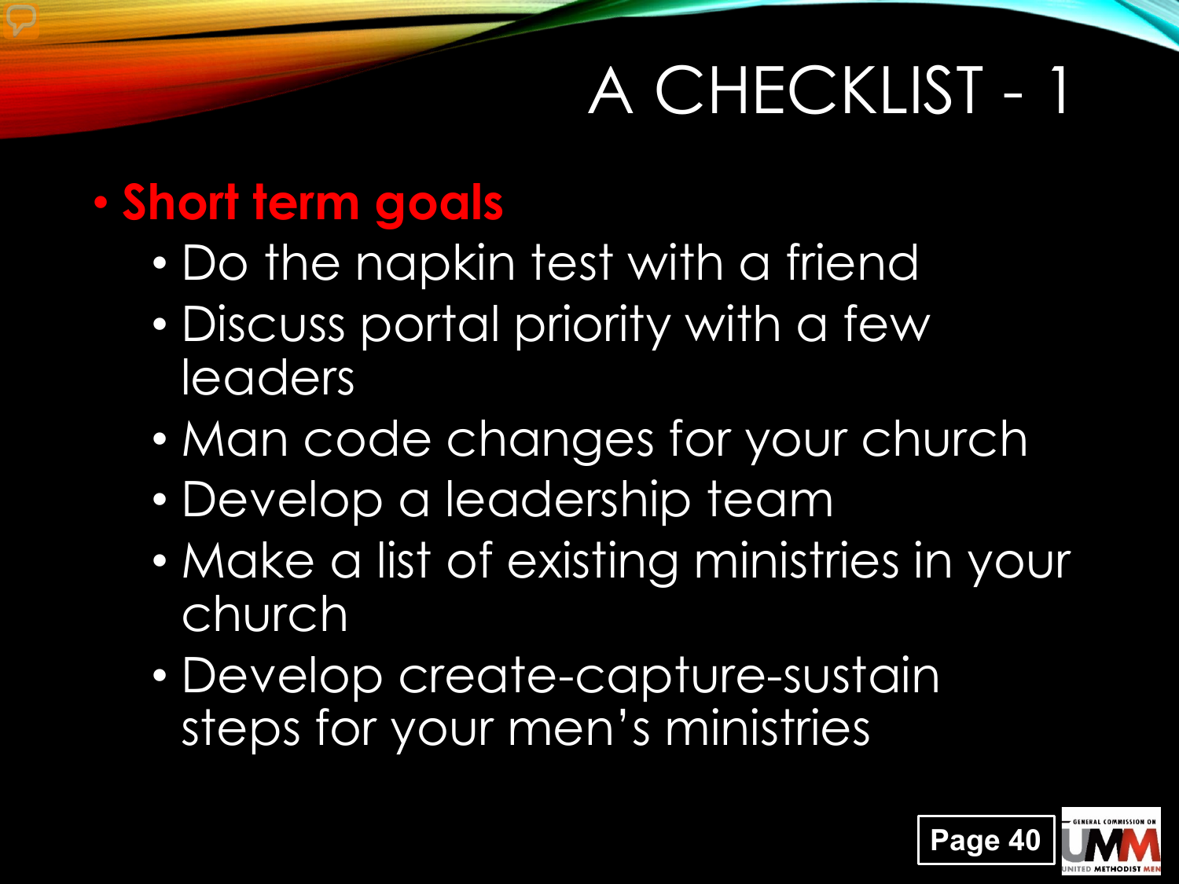# A CHECKLIST - 1

- **Short term goals**
  - Do the napkin test with a friend
  - Discuss portal priority with a few leaders
  - Man code changes for your church
  - Develop a leadership team
  - Make a list of existing ministries in your church
  - Develop create-capture-sustain steps for your men's ministries

Page 40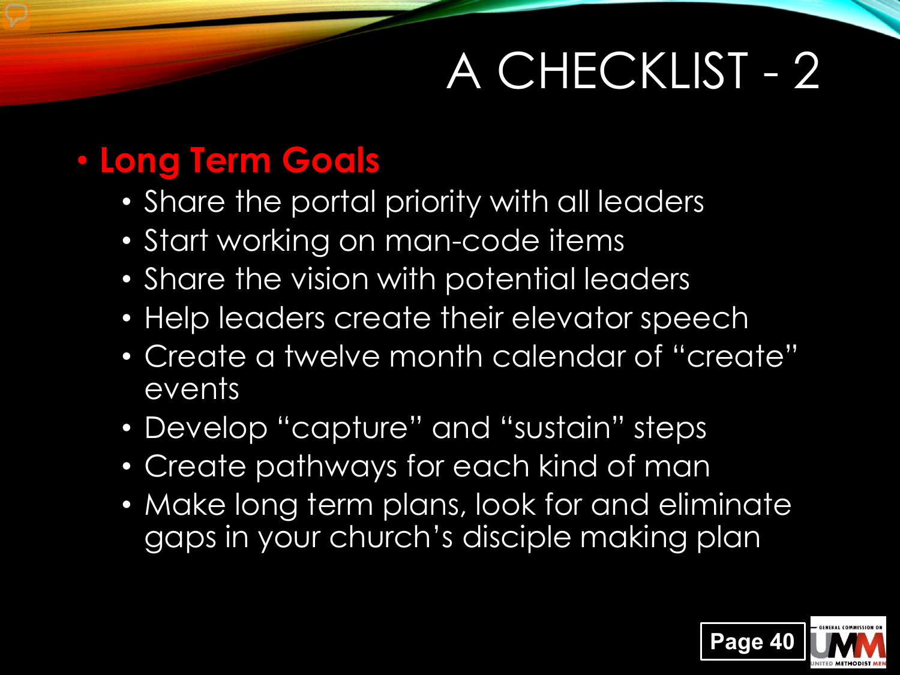# A CHECKLIST - 2

- **Long Term Goals**
  - Share the portal priority with all leaders
  - Start working on man-code items
  - Share the vision with potential leaders
  - Help leaders create their elevator speech
  - Create a twelve month calendar of "create" events
  - Develop "capture" and "sustain" steps
  - Create pathways for each kind of man
  - Make long term plans, look for and eliminate gaps in your church's disciple making plan

Page 40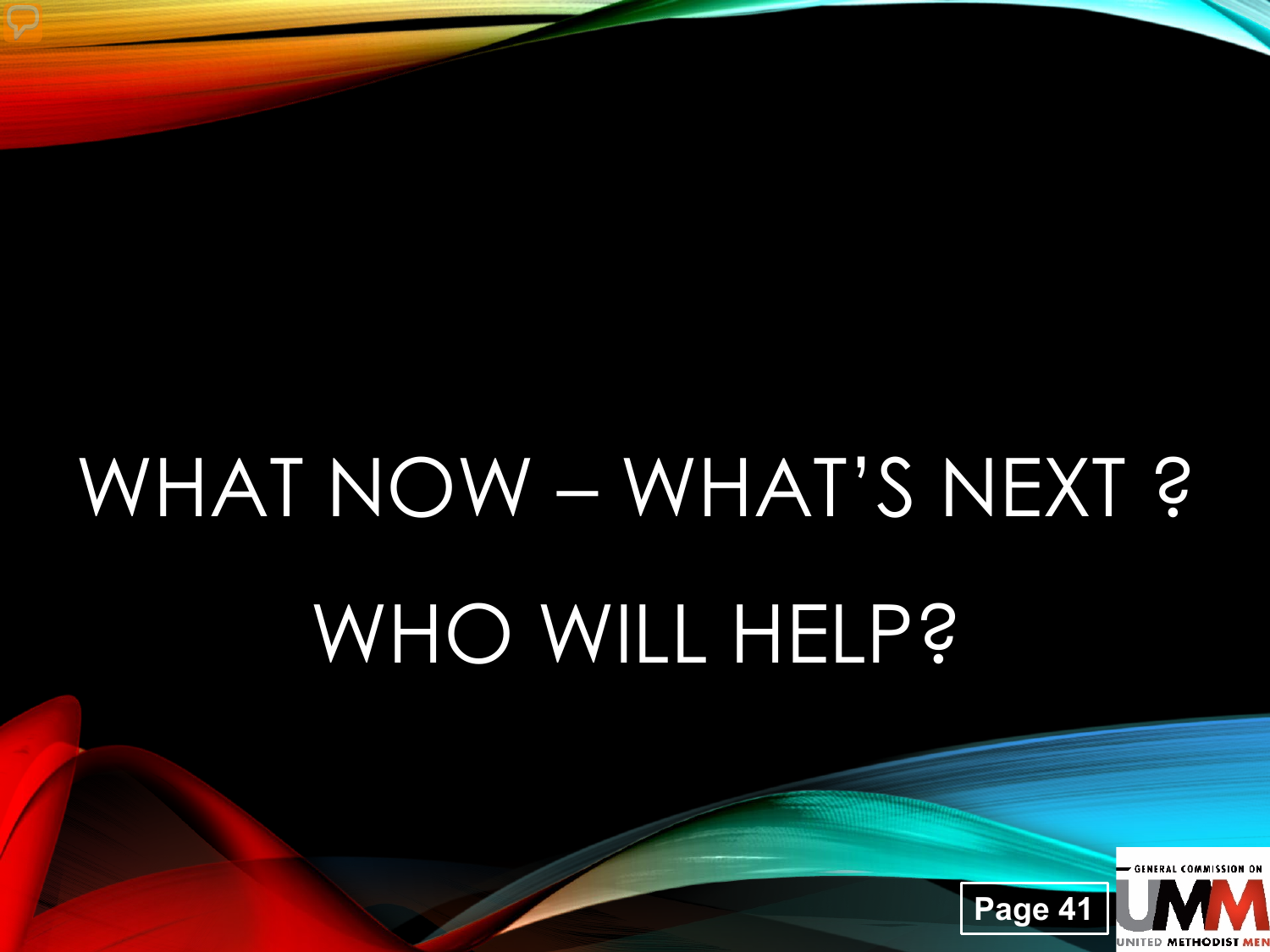# WHAT NOW – WHAT'S NEXT ?

# WHO WILL HELP?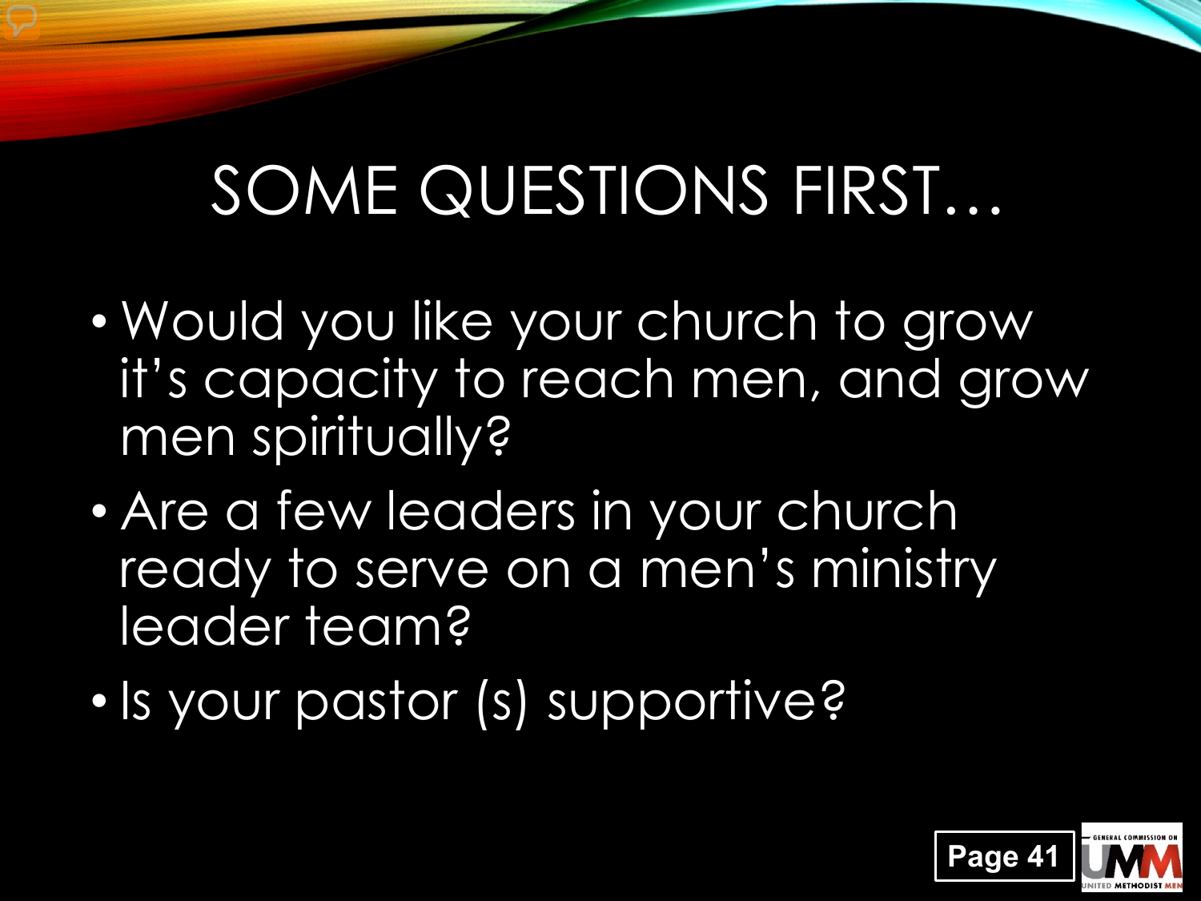# SOME QUESTIONS FIRST…

- Would you like your church to grow it's capacity to reach men, and grow men spiritually?
- Are a few leaders in your church ready to serve on a men's ministry leader team?
- Is your pastor (s) supportive?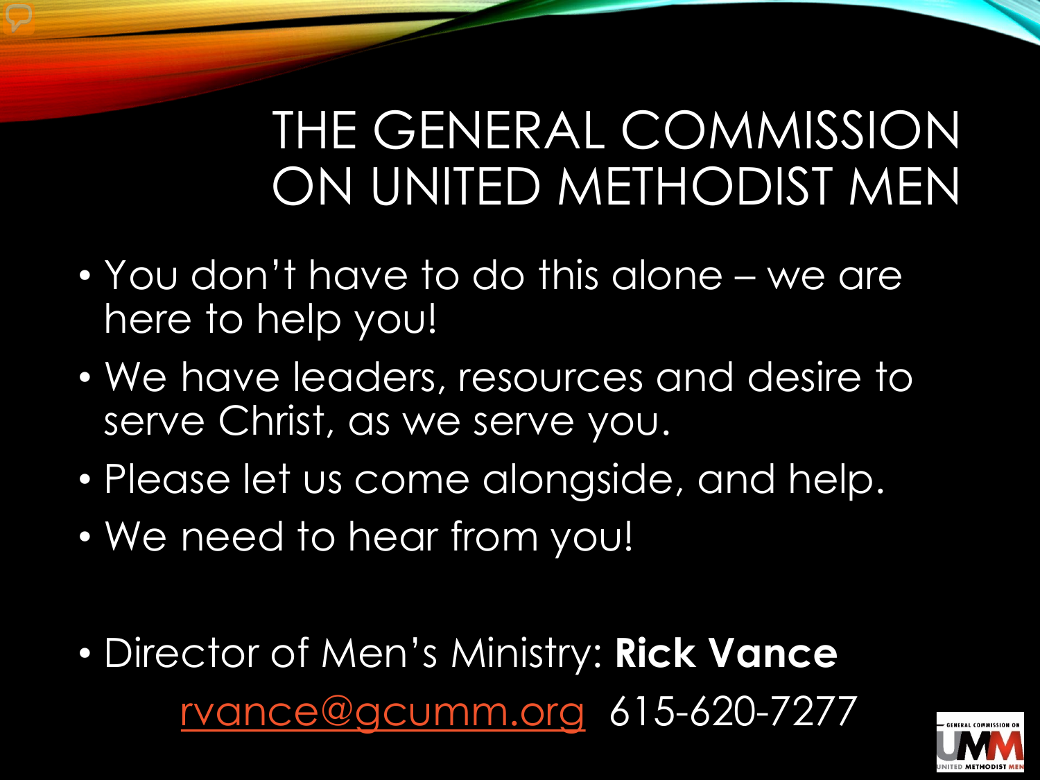# THE GENERAL COMMISSION ON UNITED METHODIST MEN

- You don't have to do this alone – we are here to help you!
- We have leaders, resources and desire to serve Christ, as we serve you.
- Please let us come alongside, and help.
- We need to hear from you!

- Director of Men's Ministry: **Rick Vance**
  rvance@gcumm.org 615-620-7277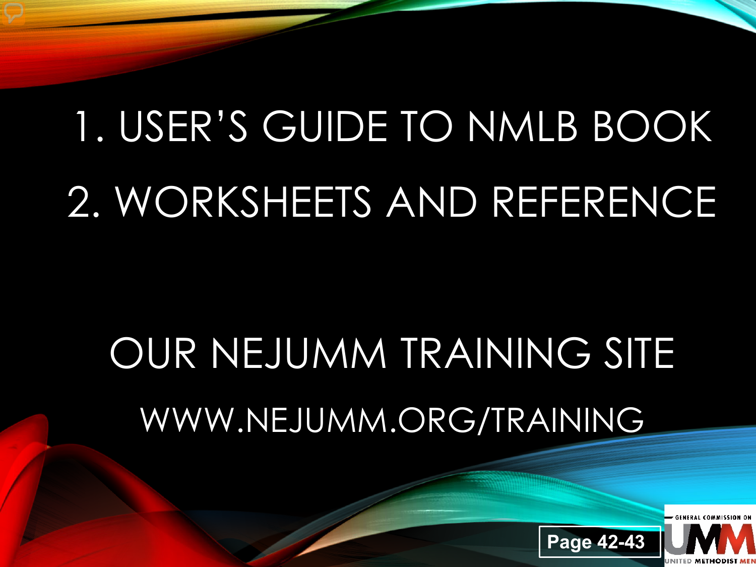1. USER'S GUIDE TO NMLB BOOK
2. WORKSHEETS AND REFERENCE

OUR NEJUMM TRAINING SITE

WWW.NEJUMM.ORG/TRAINING

Page 42-43

GENERAL COMMISSION ON UMM UNITED METHODIST MEN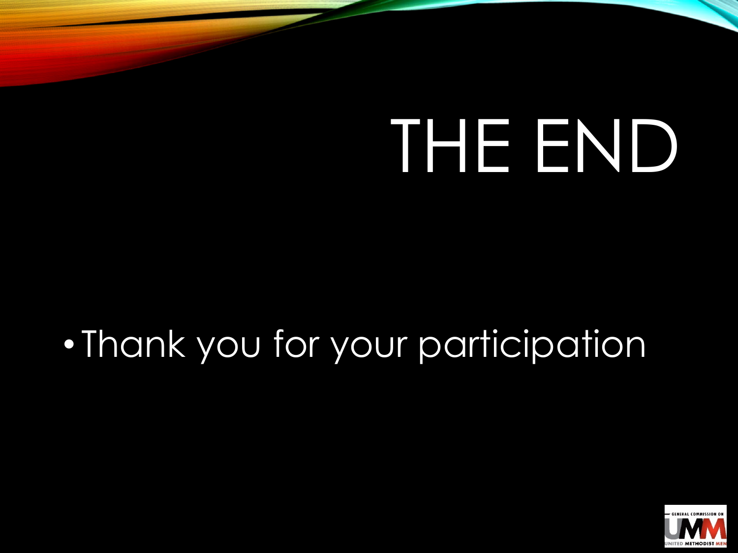# THE END

- Thank you for your participation